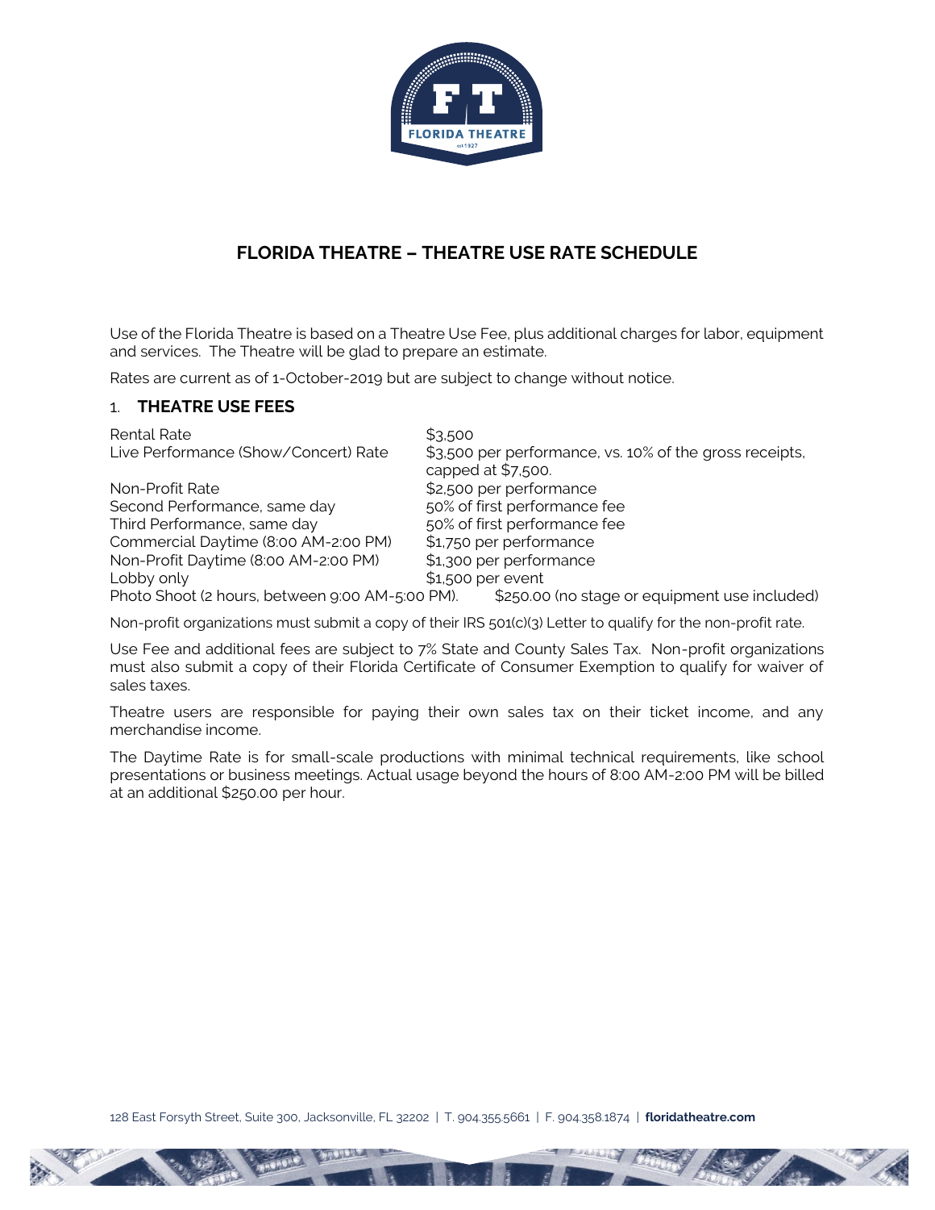# FLORIDA THEATRE – THEATRE USE RATE SCHEDULE

Use of the Florida Theatre is based on a Theatre Use Fee, plus additional charges for labor, equipment and services. The Theatre will be glad to prepare an estimate.

Rates are current as of 1-October-2019 but are subject to change without notice.

## 1. THEATRE USE FEES

| | |
|---|---|
| Rental Rate | $3,500 |
| Live Performance (Show/Concert) Rate | $3,500 per performance, vs. 10% of the gross receipts, capped at $7,500. |
| Non-Profit Rate | $2,500 per performance |
| Second Performance, same day | 50% of first performance fee |
| Third Performance, same day | 50% of first performance fee |
| Commercial Daytime (8:00 AM-2:00 PM) | $1,750 per performance |
| Non-Profit Daytime (8:00 AM-2:00 PM) | $1,300 per performance |
| Lobby only | $1,500 per event |
| Photo Shoot (2 hours, between 9:00 AM-5:00 PM). | $250.00 (no stage or equipment use included) |

Non-profit organizations must submit a copy of their IRS 501(c)(3) Letter to qualify for the non-profit rate.

Use Fee and additional fees are subject to 7% State and County Sales Tax. Non-profit organizations must also submit a copy of their Florida Certificate of Consumer Exemption to qualify for waiver of sales taxes.

Theatre users are responsible for paying their own sales tax on their ticket income, and any merchandise income.

The Daytime Rate is for small-scale productions with minimal technical requirements, like school presentations or business meetings. Actual usage beyond the hours of 8:00 AM-2:00 PM will be billed at an additional $250.00 per hour.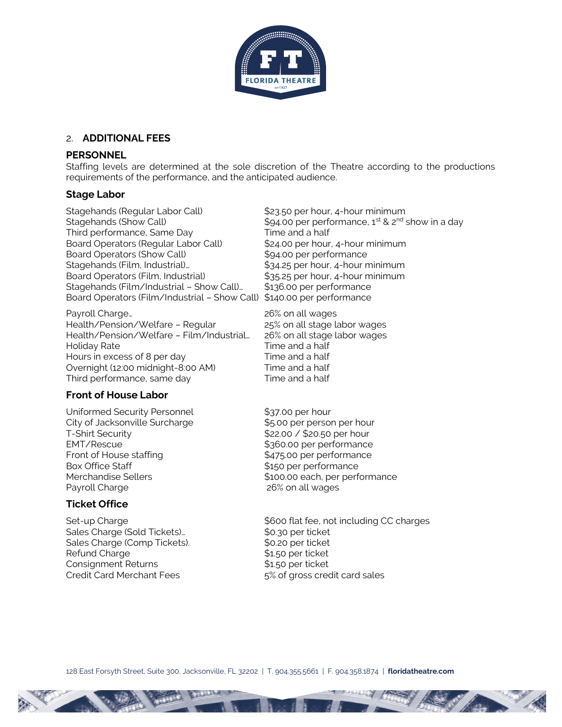## 2. **ADDITIONAL FEES**

### PERSONNEL

Staffing levels are determined at the sole discretion of the Theatre according to the productions requirements of the performance, and the anticipated audience.

### Stage Labor

| | |
|---|---|
| Stagehands (Regular Labor Call) | $23.50 per hour, 4-hour minimum |
| Stagehands (Show Call) | $94.00 per performance, 1st & 2nd show in a day |
| Third performance, Same Day | Time and a half |
| Board Operators (Regular Labor Call) | $24.00 per hour, 4-hour minimum |
| Board Operators (Show Call) | $94.00 per performance |
| Stagehands (Film, Industrial)… | $34.25 per hour, 4-hour minimum |
| Board Operators (Film, Industrial) | $35.25 per hour, 4-hour minimum |
| Stagehands (Film/Industrial – Show Call)… | $136.00 per performance |
| Board Operators (Film/Industrial – Show Call) | $140.00 per performance |
| Payroll Charge… | 26% on all wages |
| Health/Pension/Welfare – Regular | 25% on all stage labor wages |
| Health/Pension/Welfare – Film/Industrial… | 26% on all stage labor wages |
| Holiday Rate | Time and a half |
| Hours in excess of 8 per day | Time and a half |
| Overnight (12:00 midnight-8:00 AM) | Time and a half |
| Third performance, same day | Time and a half |

### Front of House Labor

| | |
|---|---|
| Uniformed Security Personnel | $37.00 per hour |
| City of Jacksonville Surcharge | $5.00 per person per hour |
| T-Shirt Security | $22.00 / $20.50 per hour |
| EMT/Rescue | $360.00 per performance |
| Front of House staffing | $475.00 per performance |
| Box Office Staff | $150 per performance |
| Merchandise Sellers | $100.00 each, per performance |
| Payroll Charge | 26% on all wages |

### Ticket Office

| | |
|---|---|
| Set-up Charge | $600 flat fee, not including CC charges |
| Sales Charge (Sold Tickets)… | $0.30 per ticket |
| Sales Charge (Comp Tickets). | $0.20 per ticket |
| Refund Charge | $1.50 per ticket |
| Consignment Returns | $1.50 per ticket |
| Credit Card Merchant Fees | 5% of gross credit card sales |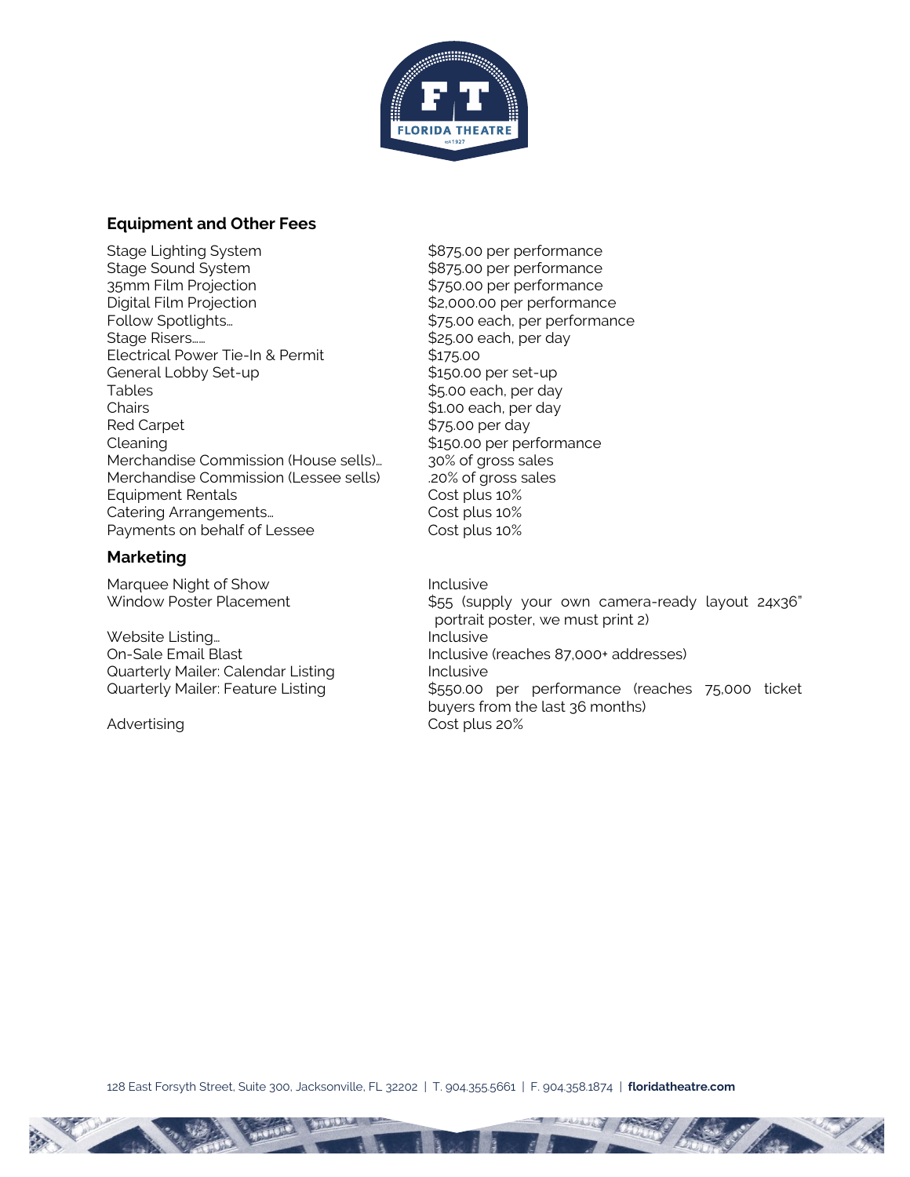## Equipment and Other Fees

| | |
|---|---|
| Stage Lighting System | $875.00 per performance |
| Stage Sound System | $875.00 per performance |
| 35mm Film Projection | $750.00 per performance |
| Digital Film Projection | $2,000.00 per performance |
| Follow Spotlights… | $75.00 each, per performance |
| Stage Risers…… | $25.00 each, per day |
| Electrical Power Tie-In & Permit | $175.00 |
| General Lobby Set-up | $150.00 per set-up |
| Tables | $5.00 each, per day |
| Chairs | $1.00 each, per day |
| Red Carpet | $75.00 per day |
| Cleaning | $150.00 per performance |
| Merchandise Commission (House sells)… | 30% of gross sales |
| Merchandise Commission (Lessee sells) | .20% of gross sales |
| Equipment Rentals | Cost plus 10% |
| Catering Arrangements… | Cost plus 10% |
| Payments on behalf of Lessee | Cost plus 10% |

## Marketing

| | |
|---|---|
| Marquee Night of Show | Inclusive |
| Window Poster Placement | $55 (supply your own camera-ready layout 24x36" portrait poster, we must print 2) |
| Website Listing… | Inclusive |
| On-Sale Email Blast | Inclusive (reaches 87,000+ addresses) |
| Quarterly Mailer: Calendar Listing | Inclusive |
| Quarterly Mailer: Feature Listing | $550.00 per performance (reaches 75,000 ticket buyers from the last 36 months) |
| Advertising | Cost plus 20% |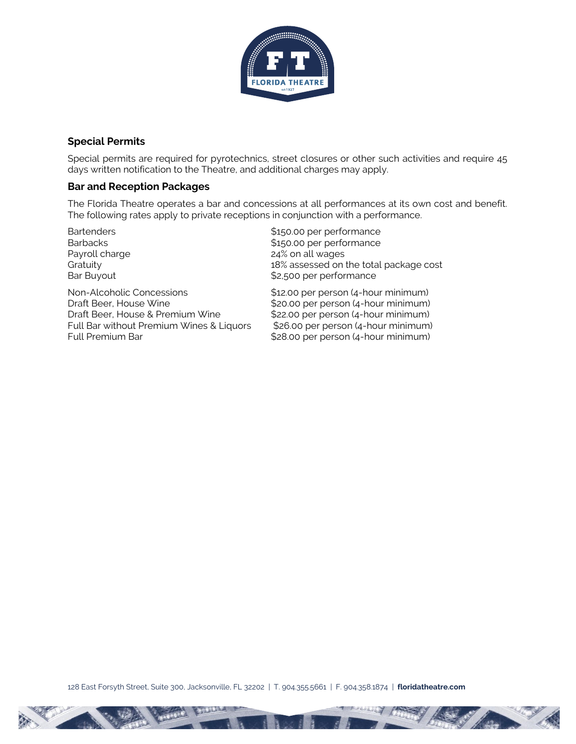### Special Permits

Special permits are required for pyrotechnics, street closures or other such activities and require 45 days written notification to the Theatre, and additional charges may apply.

### Bar and Reception Packages

The Florida Theatre operates a bar and concessions at all performances at its own cost and benefit. The following rates apply to private receptions in conjunction with a performance.

| | |
|---|---|
| Bartenders | $150.00 per performance |
| Barbacks | $150.00 per performance |
| Payroll charge | 24% on all wages |
| Gratuity | 18% assessed on the total package cost |
| Bar Buyout | $2,500 per performance |

| | |
|---|---|
| Non-Alcoholic Concessions | $12.00 per person (4-hour minimum) |
| Draft Beer, House Wine | $20.00 per person (4-hour minimum) |
| Draft Beer, House & Premium Wine | $22.00 per person (4-hour minimum) |
| Full Bar without Premium Wines & Liquors | $26.00 per person (4-hour minimum) |
| Full Premium Bar | $28.00 per person (4-hour minimum) |